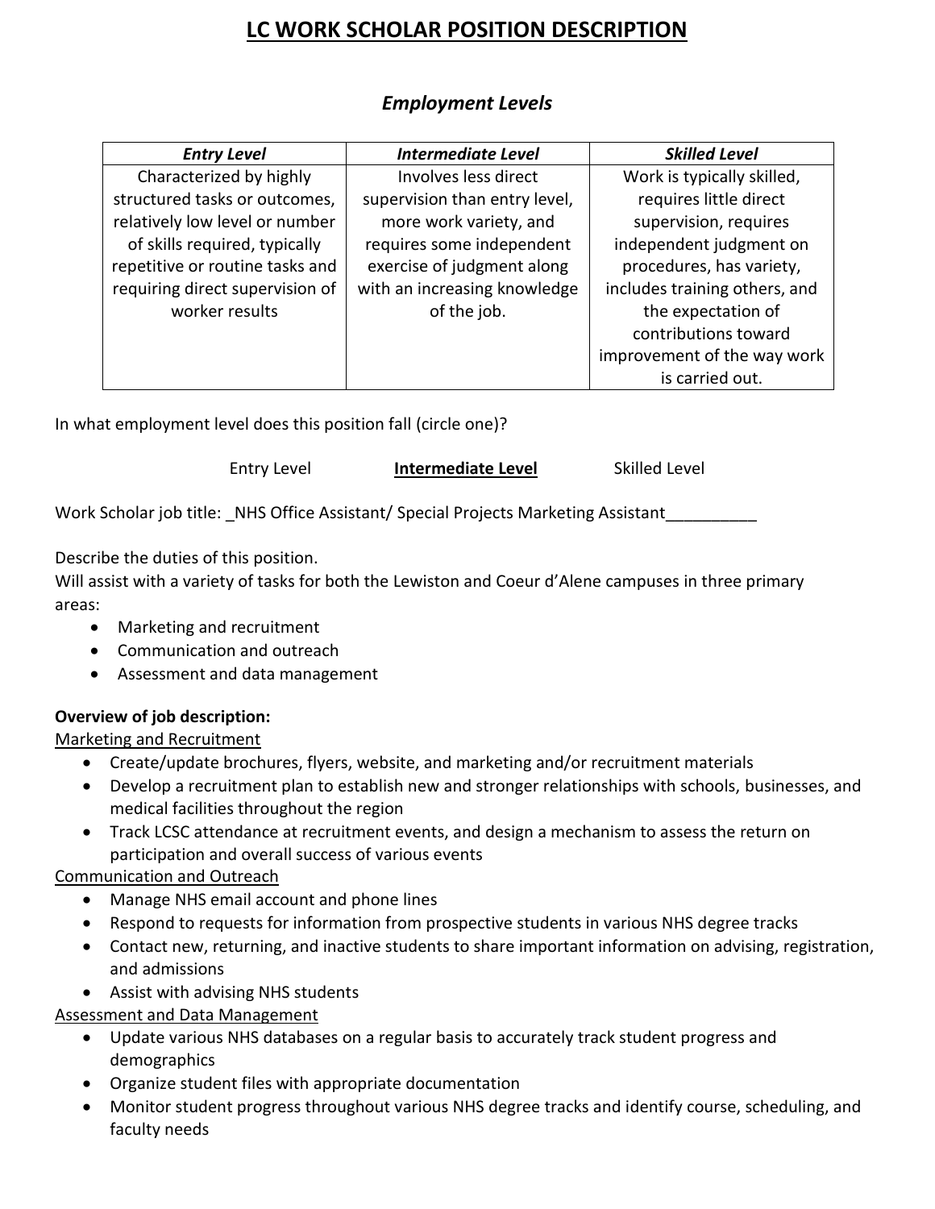# LC WORK SCHOLAR POSITION DESCRIPTION

## *Employment Levels*

| *Entry Level* | *Intermediate Level* | *Skilled Level* |
|---|---|---|
| Characterized by highly structured tasks or outcomes, relatively low level or number of skills required, typically repetitive or routine tasks and requiring direct supervision of worker results | Involves less direct supervision than entry level, more work variety, and requires some independent exercise of judgment along with an increasing knowledge of the job. | Work is typically skilled, requires little direct supervision, requires independent judgment on procedures, has variety, includes training others, and the expectation of contributions toward improvement of the way work is carried out. |

In what employment level does this position fall (circle one)?

Entry Level **Intermediate Level** Skilled Level

Work Scholar job title: _NHS Office Assistant/ Special Projects Marketing Assistant__________

Describe the duties of this position.
Will assist with a variety of tasks for both the Lewiston and Coeur d'Alene campuses in three primary areas:

- Marketing and recruitment
- Communication and outreach
- Assessment and data management

**Overview of job description:**

Marketing and Recruitment

- Create/update brochures, flyers, website, and marketing and/or recruitment materials
- Develop a recruitment plan to establish new and stronger relationships with schools, businesses, and medical facilities throughout the region
- Track LCSC attendance at recruitment events, and design a mechanism to assess the return on participation and overall success of various events

Communication and Outreach

- Manage NHS email account and phone lines
- Respond to requests for information from prospective students in various NHS degree tracks
- Contact new, returning, and inactive students to share important information on advising, registration, and admissions
- Assist with advising NHS students

Assessment and Data Management

- Update various NHS databases on a regular basis to accurately track student progress and demographics
- Organize student files with appropriate documentation
- Monitor student progress throughout various NHS degree tracks and identify course, scheduling, and faculty needs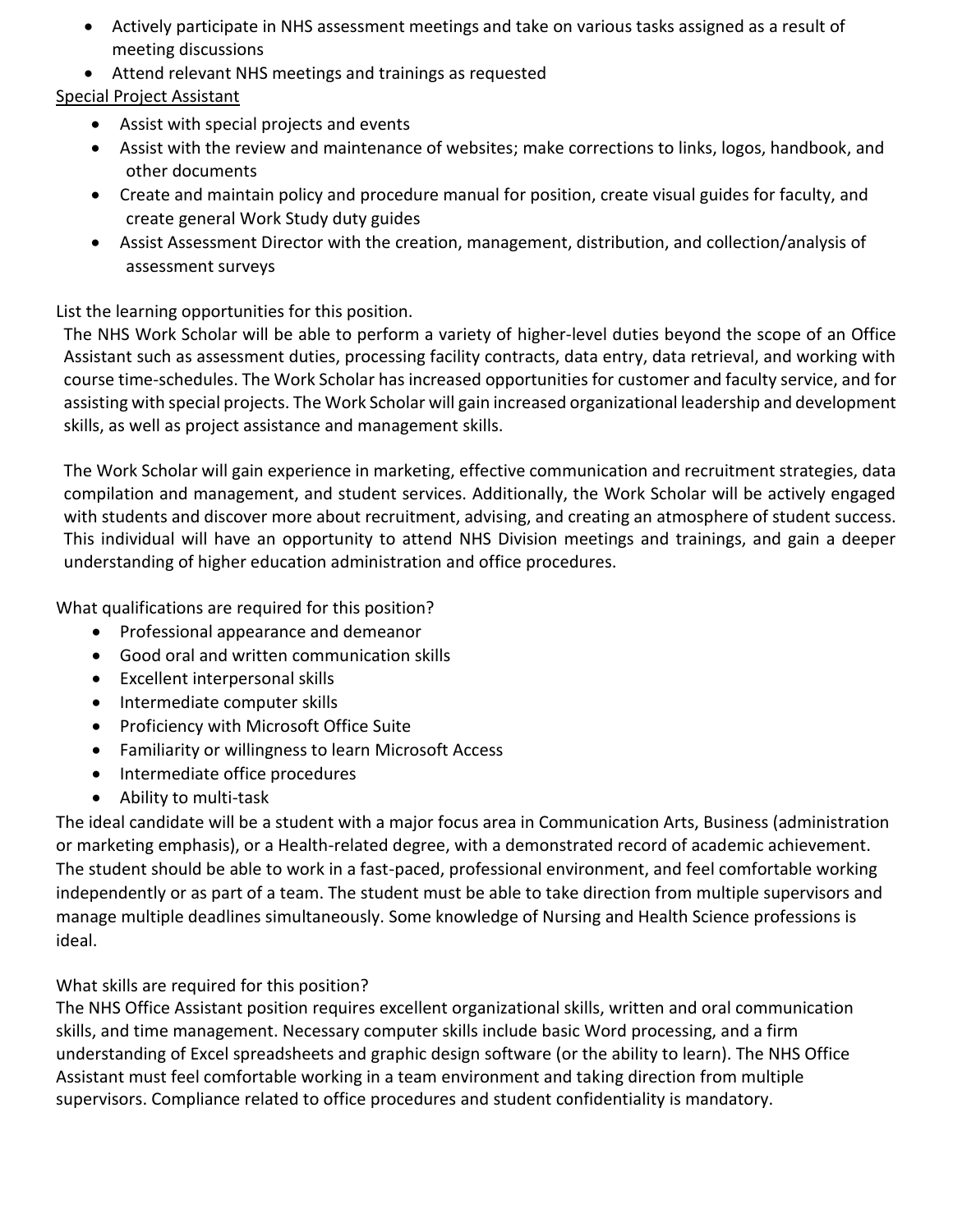- Actively participate in NHS assessment meetings and take on various tasks assigned as a result of meeting discussions
- Attend relevant NHS meetings and trainings as requested

<u>Special Project Assistant</u>

- Assist with special projects and events
- Assist with the review and maintenance of websites; make corrections to links, logos, handbook, and other documents
- Create and maintain policy and procedure manual for position, create visual guides for faculty, and create general Work Study duty guides
- Assist Assessment Director with the creation, management, distribution, and collection/analysis of assessment surveys

List the learning opportunities for this position.

The NHS Work Scholar will be able to perform a variety of higher-level duties beyond the scope of an Office Assistant such as assessment duties, processing facility contracts, data entry, data retrieval, and working with course time-schedules. The Work Scholar has increased opportunities for customer and faculty service, and for assisting with special projects. The Work Scholar will gain increased organizational leadership and development skills, as well as project assistance and management skills.

The Work Scholar will gain experience in marketing, effective communication and recruitment strategies, data compilation and management, and student services. Additionally, the Work Scholar will be actively engaged with students and discover more about recruitment, advising, and creating an atmosphere of student success. This individual will have an opportunity to attend NHS Division meetings and trainings, and gain a deeper understanding of higher education administration and office procedures.

What qualifications are required for this position?

- Professional appearance and demeanor
- Good oral and written communication skills
- Excellent interpersonal skills
- Intermediate computer skills
- Proficiency with Microsoft Office Suite
- Familiarity or willingness to learn Microsoft Access
- Intermediate office procedures
- Ability to multi-task

The ideal candidate will be a student with a major focus area in Communication Arts, Business (administration or marketing emphasis), or a Health-related degree, with a demonstrated record of academic achievement. The student should be able to work in a fast-paced, professional environment, and feel comfortable working independently or as part of a team. The student must be able to take direction from multiple supervisors and manage multiple deadlines simultaneously. Some knowledge of Nursing and Health Science professions is ideal.

What skills are required for this position?

The NHS Office Assistant position requires excellent organizational skills, written and oral communication skills, and time management. Necessary computer skills include basic Word processing, and a firm understanding of Excel spreadsheets and graphic design software (or the ability to learn). The NHS Office Assistant must feel comfortable working in a team environment and taking direction from multiple supervisors. Compliance related to office procedures and student confidentiality is mandatory.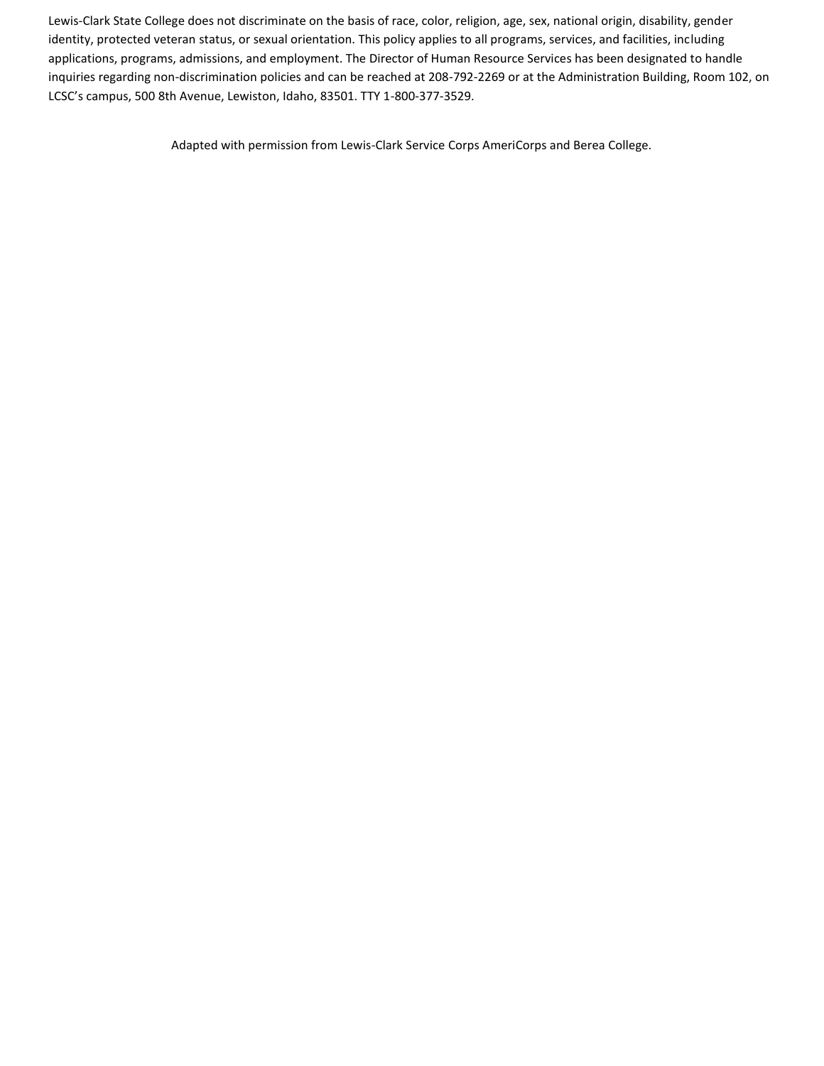Lewis-Clark State College does not discriminate on the basis of race, color, religion, age, sex, national origin, disability, gender identity, protected veteran status, or sexual orientation. This policy applies to all programs, services, and facilities, including applications, programs, admissions, and employment. The Director of Human Resource Services has been designated to handle inquiries regarding non-discrimination policies and can be reached at 208-792-2269 or at the Administration Building, Room 102, on LCSC's campus, 500 8th Avenue, Lewiston, Idaho, 83501. TTY 1-800-377-3529.

Adapted with permission from Lewis-Clark Service Corps AmeriCorps and Berea College.